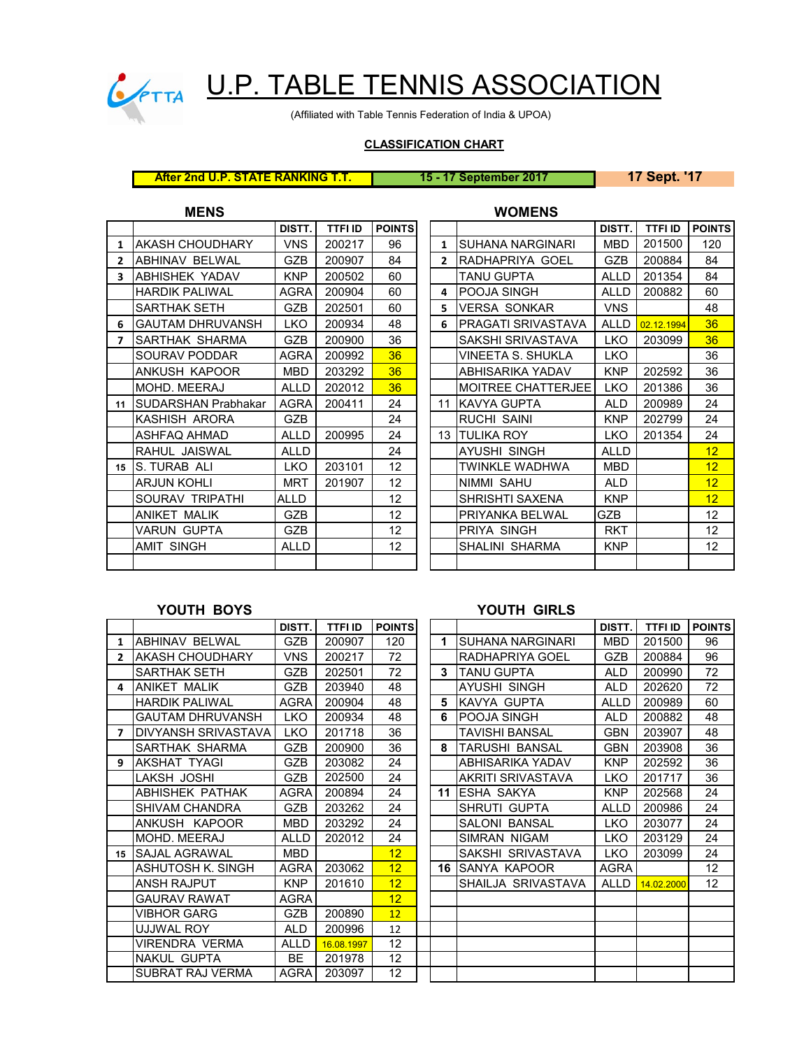# U.P. TABLE TENNIS ASSOCIATION

(Affiliated with Table Tennis Federation of India & UPOA)

**CLASSIFICATION CHART**

**After 2nd U.P. STATE RANKING T.T.** | **15 - 17 September 2017** | **17 Sept. '17**

## MENS

| | | DISTT. | TTFI ID | POINTS |
|---|---|---|---|---|
| 1 | AKASH CHOUDHARY | VNS | 200217 | 96 |
| 2 | ABHINAV BELWAL | GZB | 200907 | 84 |
| 3 | ABHISHEK YADAV | KNP | 200502 | 60 |
| | HARDIK PALIWAL | AGRA | 200904 | 60 |
| | SARTHAK SETH | GZB | 202501 | 60 |
| 6 | GAUTAM DHRUVANSH | LKO | 200934 | 48 |
| 7 | SARTHAK SHARMA | GZB | 200900 | 36 |
| | SOURAV PODDAR | AGRA | 200992 | 36 |
| | ANKUSH KAPOOR | MBD | 203292 | 36 |
| | MOHD. MEERAJ | ALLD | 202012 | 36 |
| 11 | SUDARSHAN Prabhakar | AGRA | 200411 | 24 |
| | KASHISH ARORA | GZB | | 24 |
| | ASHFAQ AHMAD | ALLD | 200995 | 24 |
| | RAHUL JAISWAL | ALLD | | 24 |
| 15 | S. TURAB ALI | LKO | 203101 | 12 |
| | ARJUN KOHLI | MRT | 201907 | 12 |
| | SOURAV TRIPATHI | ALLD | | 12 |
| | ANIKET MALIK | GZB | | 12 |
| | VARUN GUPTA | GZB | | 12 |
| | AMIT SINGH | ALLD | | 12 |

## WOMENS

| | | DISTT. | TTFI ID | POINTS |
|---|---|---|---|---|
| 1 | SUHANA NARGINARI | MBD | 201500 | 120 |
| 2 | RADHAPRIYA GOEL | GZB | 200884 | 84 |
| | TANU GUPTA | ALLD | 201354 | 84 |
| 4 | POOJA SINGH | ALLD | 200882 | 60 |
| 5 | VERSA SONKAR | VNS | | 48 |
| 6 | PRAGATI SRIVASTAVA | ALLD | 02.12.1994 | 36 |
| | SAKSHI SRIVASTAVA | LKO | 203099 | 36 |
| | VINEETA S. SHUKLA | LKO | | 36 |
| | ABHISARIKA YADAV | KNP | 202592 | 36 |
| | MOITREE CHATTERJEE | LKO | 201386 | 36 |
| 11 | KAVYA GUPTA | ALD | 200989 | 24 |
| | RUCHI SAINI | KNP | 202799 | 24 |
| 13 | TULIKA ROY | LKO | 201354 | 24 |
| | AYUSHI SINGH | ALLD | | 12 |
| | TWINKLE WADHWA | MBD | | 12 |
| | NIMMI SAHU | ALD | | 12 |
| | SHRISHTI SAXENA | KNP | | 12 |
| | PRIYANKA BELWAL | GZB | | 12 |
| | PRIYA SINGH | RKT | | 12 |
| | SHALINI SHARMA | KNP | | 12 |

## YOUTH BOYS

| | | DISTT. | TTFI ID | POINTS |
|---|---|---|---|---|
| 1 | ABHINAV BELWAL | GZB | 200907 | 120 |
| 2 | AKASH CHOUDHARY | VNS | 200217 | 72 |
| | SARTHAK SETH | GZB | 202501 | 72 |
| 4 | ANIKET MALIK | GZB | 203940 | 48 |
| | HARDIK PALIWAL | AGRA | 200904 | 48 |
| | GAUTAM DHRUVANSH | LKO | 200934 | 48 |
| 7 | DIVYANSH SRIVASTAVA | LKO | 201718 | 36 |
| | SARTHAK SHARMA | GZB | 200900 | 36 |
| 9 | AKSHAT TYAGI | GZB | 203082 | 24 |
| | LAKSH JOSHI | GZB | 202500 | 24 |
| | ABHISHEK PATHAK | AGRA | 200894 | 24 |
| | SHIVAM CHANDRA | GZB | 203262 | 24 |
| | ANKUSH KAPOOR | MBD | 203292 | 24 |
| | MOHD. MEERAJ | ALLD | 202012 | 24 |
| 15 | SAJAL AGRAWAL | MBD | | 12 |
| | ASHUTOSH K. SINGH | AGRA | 203062 | 12 |
| | ANSH RAJPUT | KNP | 201610 | 12 |
| | GAURAV RAWAT | AGRA | | 12 |
| | VIBHOR GARG | GZB | 200890 | 12 |
| | UJJWAL ROY | ALD | 200996 | 12 |
| | VIRENDRA VERMA | ALLD | 16.08.1997 | 12 |
| | NAKUL GUPTA | BE | 201978 | 12 |
| | SUBRAT RAJ VERMA | AGRA | 203097 | 12 |

## YOUTH GIRLS

| | | DISTT. | TTFI ID | POINTS |
|---|---|---|---|---|
| 1 | SUHANA NARGINARI | MBD | 201500 | 96 |
| | RADHAPRIYA GOEL | GZB | 200884 | 96 |
| 3 | TANU GUPTA | ALD | 200990 | 72 |
| | AYUSHI SINGH | ALD | 202620 | 72 |
| 5 | KAVYA GUPTA | ALLD | 200989 | 60 |
| 6 | POOJA SINGH | ALD | 200882 | 48 |
| | TAVISHI BANSAL | GBN | 203907 | 48 |
| 8 | TARUSHI BANSAL | GBN | 203908 | 36 |
| | ABHISARIKA YADAV | KNP | 202592 | 36 |
| | AKRITI SRIVASTAVA | LKO | 201717 | 36 |
| 11 | ESHA SAKYA | KNP | 202568 | 24 |
| | SHRUTI GUPTA | ALLD | 200986 | 24 |
| | SALONI BANSAL | LKO | 203077 | 24 |
| | SIMRAN NIGAM | LKO | 203129 | 24 |
| | SAKSHI SRIVASTAVA | LKO | 203099 | 24 |
| 16 | SANYA KAPOOR | AGRA | | 12 |
| | SHAILJA SRIVASTAVA | ALLD | 14.02.2000 | 12 |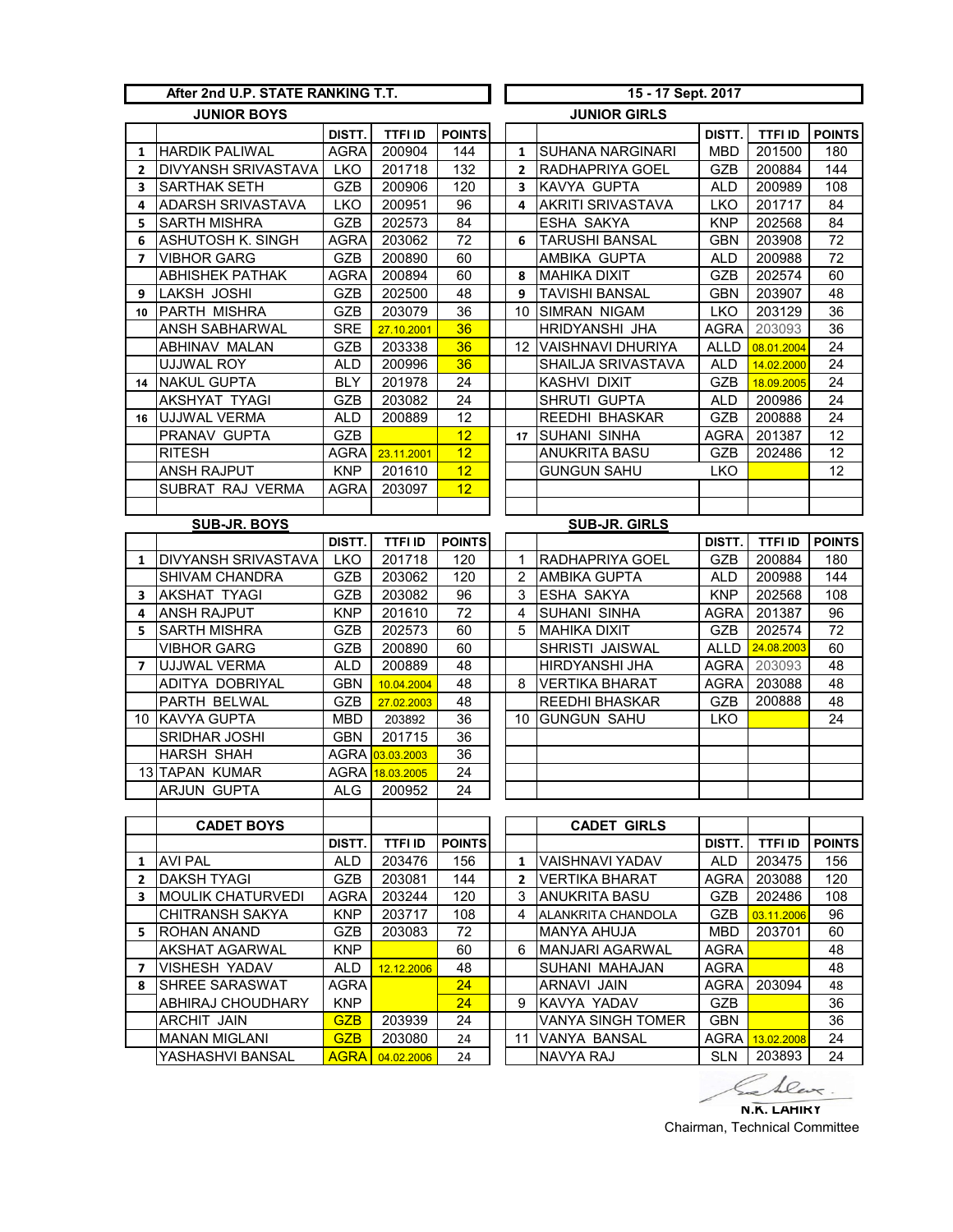## After 2nd U.P. STATE RANKING T.T. — 15 - 17 Sept. 2017

### JUNIOR BOYS

| | | DISTT. | TTFI ID | POINTS |
|---|---|---|---|---|
| 1 | HARDIK PALIWAL | AGRA | 200904 | 144 |
| 2 | DIVYANSH SRIVASTAVA | LKO | 201718 | 132 |
| 3 | SARTHAK SETH | GZB | 200906 | 120 |
| 4 | ADARSH SRIVASTAVA | LKO | 200951 | 96 |
| 5 | SARTH MISHRA | GZB | 202573 | 84 |
| 6 | ASHUTOSH K. SINGH | AGRA | 203062 | 72 |
| 7 | VIBHOR GARG | GZB | 200890 | 60 |
| | ABHISHEK PATHAK | AGRA | 200894 | 60 |
| 9 | LAKSH JOSHI | GZB | 202500 | 48 |
| 10 | PARTH MISHRA | GZB | 203079 | 36 |
| | ANSH SABHARWAL | SRE | 27.10.2001 | 36 |
| | ABHINAV MALAN | GZB | 203338 | 36 |
| | UJJWAL ROY | ALD | 200996 | 36 |
| 14 | NAKUL GUPTA | BLY | 201978 | 24 |
| | AKSHYAT TYAGI | GZB | 203082 | 24 |
| 16 | UJJWAL VERMA | ALD | 200889 | 12 |
| | PRANAV GUPTA | GZB | | 12 |
| | RITESH | AGRA | 23.11.2001 | 12 |
| | ANSH RAJPUT | KNP | 201610 | 12 |
| | SUBRAT RAJ VERMA | AGRA | 203097 | 12 |

### JUNIOR GIRLS

| | | DISTT. | TTFI ID | POINTS |
|---|---|---|---|---|
| 1 | SUHANA NARGINARI | MBD | 201500 | 180 |
| 2 | RADHAPRIYA GOEL | GZB | 200884 | 144 |
| 3 | KAVYA GUPTA | ALD | 200989 | 108 |
| 4 | AKRITI SRIVASTAVA | LKO | 201717 | 84 |
| | ESHA SAKYA | KNP | 202568 | 84 |
| 6 | TARUSHI BANSAL | GBN | 203908 | 72 |
| | AMBIKA GUPTA | ALD | 200988 | 72 |
| 8 | MAHIKA DIXIT | GZB | 202574 | 60 |
| 9 | TAVISHI BANSAL | GBN | 203907 | 48 |
| 10 | SIMRAN NIGAM | LKO | 203129 | 36 |
| | HRIDYANSHI JHA | AGRA | 203093 | 36 |
| 12 | VAISHNAVI DHURIYA | ALLD | 08.01.2004 | 24 |
| | SHAILJA SRIVASTAVA | ALD | 14.02.2000 | 24 |
| | KASHVI DIXIT | GZB | 18.09.2005 | 24 |
| | SHRUTI GUPTA | ALD | 200986 | 24 |
| | REEDHI BHASKAR | GZB | 200888 | 24 |
| 17 | SUHANI SINHA | AGRA | 201387 | 12 |
| | ANUKRITA BASU | GZB | 202486 | 12 |
| | GUNGUN SAHU | LKO | | 12 |

### SUB-JR. BOYS

| | | DISTT. | TTFI ID | POINTS |
|---|---|---|---|---|
| 1 | DIVYANSH SRIVASTAVA | LKO | 201718 | 120 |
| | SHIVAM CHANDRA | GZB | 203062 | 120 |
| 3 | AKSHAT TYAGI | GZB | 203082 | 96 |
| 4 | ANSH RAJPUT | KNP | 201610 | 72 |
| 5 | SARTH MISHRA | GZB | 202573 | 60 |
| | VIBHOR GARG | GZB | 200890 | 60 |
| 7 | UJJWAL VERMA | ALD | 200889 | 48 |
| | ADITYA DOBRIYAL | GBN | 10.04.2004 | 48 |
| | PARTH BELWAL | GZB | 27.02.2003 | 48 |
| 10 | KAVYA GUPTA | MBD | 203892 | 36 |
| | SRIDHAR JOSHI | GBN | 201715 | 36 |
| | HARSH SHAH | AGRA | 03.03.2003 | 36 |
| 13 | TAPAN KUMAR | AGRA | 18.03.2005 | 24 |
| | ARJUN GUPTA | ALG | 200952 | 24 |

### SUB-JR. GIRLS

| | | DISTT. | TTFI ID | POINTS |
|---|---|---|---|---|
| 1 | RADHAPRIYA GOEL | GZB | 200884 | 180 |
| 2 | AMBIKA GUPTA | ALD | 200988 | 144 |
| 3 | ESHA SAKYA | KNP | 202568 | 108 |
| 4 | SUHANI SINHA | AGRA | 201387 | 96 |
| 5 | MAHIKA DIXIT | GZB | 202574 | 72 |
| | SHRISTI JAISWAL | ALLD | 24.08.2003 | 60 |
| | HIRDYANSHI JHA | AGRA | 203093 | 48 |
| 8 | VERTIKA BHARAT | AGRA | 203088 | 48 |
| | REEDHI BHASKAR | GZB | 200888 | 48 |
| 10 | GUNGUN SAHU | LKO | | 24 |

### CADET BOYS

| | | DISTT. | TTFI ID | POINTS |
|---|---|---|---|---|
| 1 | AVI PAL | ALD | 203476 | 156 |
| 2 | DAKSH TYAGI | GZB | 203081 | 144 |
| 3 | MOULIK CHATURVEDI | AGRA | 203244 | 120 |
| | CHITRANSH SAKYA | KNP | 203717 | 108 |
| 5 | ROHAN ANAND | GZB | 203083 | 72 |
| | AKSHAT AGARWAL | KNP | | 60 |
| 7 | VISHESH YADAV | ALD | 12.12.2006 | 48 |
| 8 | SHREE SARASWAT | AGRA | | 24 |
| | ABHIRAJ CHOUDHARY | KNP | | 24 |
| | ARCHIT JAIN | GZB | 203939 | 24 |
| | MANAN MIGLANI | GZB | 203080 | 24 |
| | YASHASHVI BANSAL | AGRA | 04.02.2006 | 24 |

### CADET GIRLS

| | | DISTT. | TTFI ID | POINTS |
|---|---|---|---|---|
| 1 | VAISHNAVI YADAV | ALD | 203475 | 156 |
| 2 | VERTIKA BHARAT | AGRA | 203088 | 120 |
| 3 | ANUKRITA BASU | GZB | 202486 | 108 |
| 4 | ALANKRITA CHANDOLA | GZB | 03.11.2006 | 96 |
| | MANYA AHUJA | MBD | 203701 | 60 |
| 6 | MANJARI AGARWAL | AGRA | | 48 |
| | SUHANI MAHAJAN | AGRA | | 48 |
| | ARNAVI JAIN | AGRA | 203094 | 48 |
| 9 | KAVYA YADAV | GZB | | 36 |
| | VANYA SINGH TOMER | GBN | | 36 |
| 11 | VANYA BANSAL | AGRA | 13.02.2008 | 24 |
| | NAVYA RAJ | SLN | 203893 | 24 |

**N.K. LAHIRY**
Chairman, Technical Committee